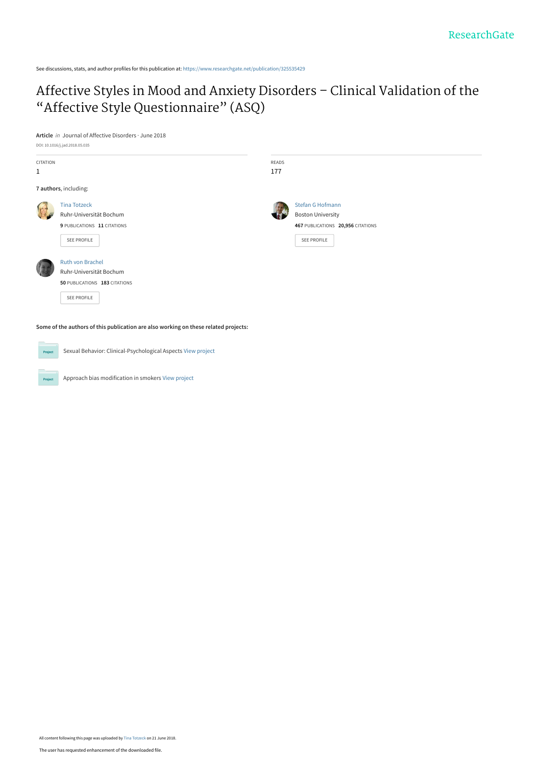ResearchGate

See discussions, stats, and author profiles for this publication at: https://www.researchgate.net/publication/325535429

# Affective Styles in Mood and Anxiety Disorders – Clinical Validation of the "Affective Style Questionnaire" (ASQ)

**Article** *in* Journal of Affective Disorders · June 2018

DOI: 10.1016/j.jad.2018.05.035

CITATION
1

READS
177

**7 authors**, including:

Tina Totzeck
Ruhr-Universität Bochum
**9** PUBLICATIONS **11** CITATIONS

SEE PROFILE

Stefan G Hofmann
Boston University
**467** PUBLICATIONS **20,956** CITATIONS

SEE PROFILE

Ruth von Brachel
Ruhr-Universität Bochum
**50** PUBLICATIONS **183** CITATIONS

SEE PROFILE

**Some of the authors of this publication are also working on these related projects:**

Sexual Behavior: Clinical-Psychological Aspects View project

Approach bias modification in smokers View project

All content following this page was uploaded by Tina Totzeck on 21 June 2018.

The user has requested enhancement of the downloaded file.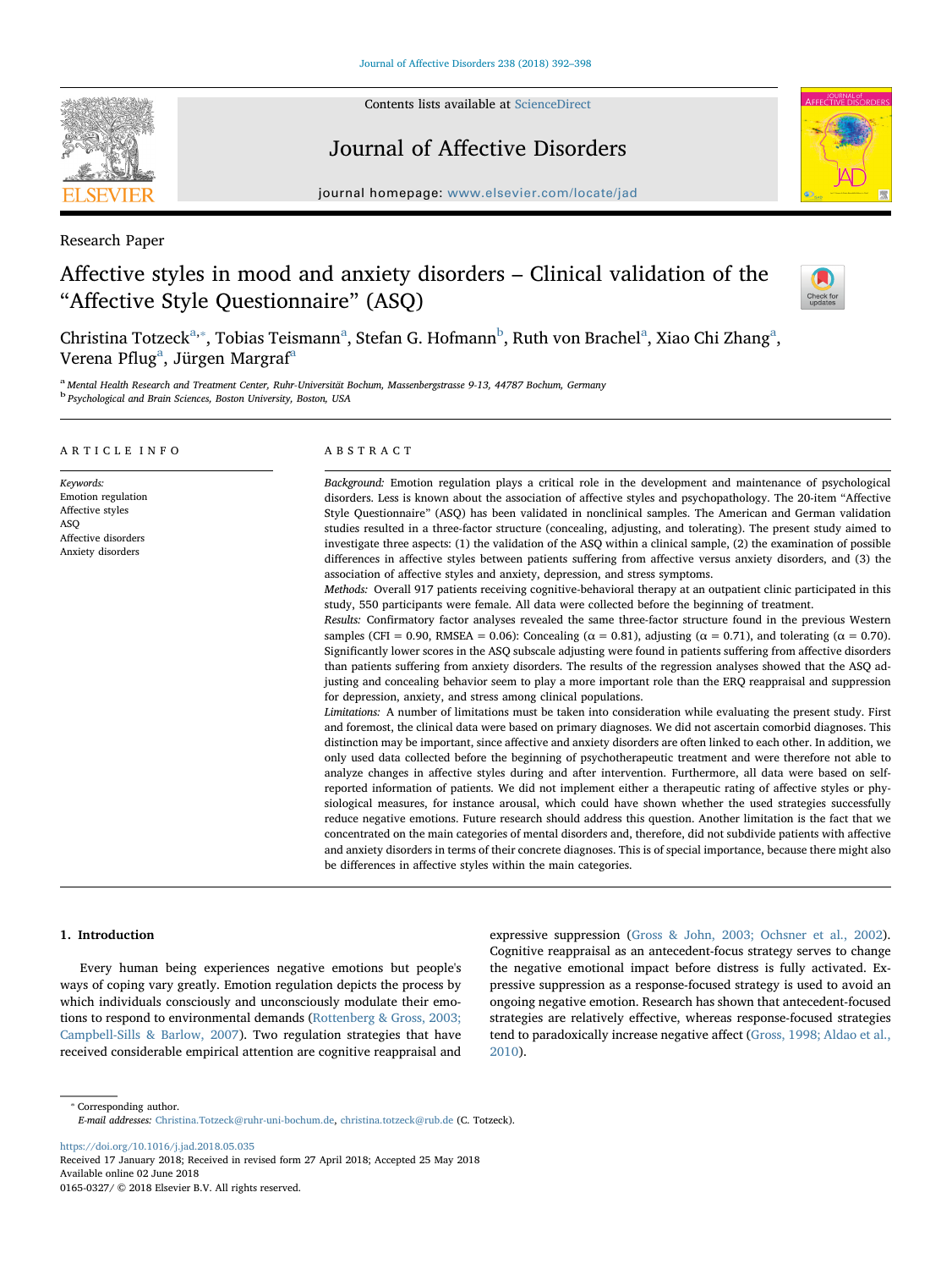Research Paper

# Affective styles in mood and anxiety disorders – Clinical validation of the "Affective Style Questionnaire" (ASQ)

Christina Totzeck[a,*], Tobias Teismann[a], Stefan G. Hofmann[b], Ruth von Brachel[a], Xiao Chi Zhang[a], Verena Pflug[a], Jürgen Margraf[a]

[a] Mental Health Research and Treatment Center, Ruhr-Universität Bochum, Massenbergstrasse 9-13, 44787 Bochum, Germany
[b] Psychological and Brain Sciences, Boston University, Boston, USA

## ARTICLE INFO

*Keywords:*
Emotion regulation
Affective styles
ASQ
Affective disorders
Anxiety disorders

## ABSTRACT

*Background:* Emotion regulation plays a critical role in the development and maintenance of psychological disorders. Less is known about the association of affective styles and psychopathology. The 20-item "Affective Style Questionnaire" (ASQ) has been validated in nonclinical samples. The American and German validation studies resulted in a three-factor structure (concealing, adjusting, and tolerating). The present study aimed to investigate three aspects: (1) the validation of the ASQ within a clinical sample, (2) the examination of possible differences in affective styles between patients suffering from affective versus anxiety disorders, and (3) the association of affective styles and anxiety, depression, and stress symptoms.

*Methods:* Overall 917 patients receiving cognitive-behavioral therapy at an outpatient clinic participated in this study, 550 participants were female. All data were collected before the beginning of treatment.

*Results:* Confirmatory factor analyses revealed the same three-factor structure found in the previous Western samples (CFI = 0.90, RMSEA = 0.06): Concealing (α = 0.81), adjusting (α = 0.71), and tolerating (α = 0.70). Significantly lower scores in the ASQ subscale adjusting were found in patients suffering from affective disorders than patients suffering from anxiety disorders. The results of the regression analyses showed that the ASQ adjusting and concealing behavior seem to play a more important role than the ERQ reappraisal and suppression for depression, anxiety, and stress symptoms among clinical populations.

*Limitations:* A number of limitations must be taken into consideration while evaluating the present study. First and foremost, the clinical data were based on primary diagnoses. We did not ascertain comorbid diagnoses. This distinction may be important, since affective and anxiety disorders are often linked to each other. In addition, we only used data collected before the beginning of psychotherapeutic treatment and were therefore not able to analyze changes in affective styles during and after intervention. Furthermore, all data were based on self-reported information of patients. We did not implement either a therapeutic rating of affective styles or physiological measures, for instance arousal, which could have shown whether the used strategies successfully reduce negative emotions. Future research should address this question. Another limitation is the fact that we concentrated on the main categories of mental disorders and, therefore, did not subdivide patients with affective and anxiety disorders in terms of their concrete diagnoses. This is of special importance, because there might also be differences in affective styles within the main categories.

## 1. Introduction

Every human being experiences negative emotions but people's ways of coping vary greatly. Emotion regulation depicts the process by which individuals consciously and unconsciously modulate their emotions to respond to environmental demands (Rottenberg & Gross, 2003; Campbell-Sills & Barlow, 2007). Two regulation strategies that have received considerable empirical attention are cognitive reappraisal and expressive suppression (Gross & John, 2003; Ochsner et al., 2002). Cognitive reappraisal as an antecedent-focus strategy serves to change the negative emotional impact before distress is fully activated. Expressive suppression as a response-focused strategy is used to avoid an ongoing negative emotion. Research has shown that antecedent-focused strategies are relatively effective, whereas response-focused strategies tend to paradoxically increase negative affect (Gross, 1998; Aldao et al., 2010).

* Corresponding author.
*E-mail addresses:* Christina.Totzeck@ruhr-uni-bochum.de, christina.totzeck@rub.de (C. Totzeck).

https://doi.org/10.1016/j.jad.2018.05.035
Received 17 January 2018; Received in revised form 27 April 2018; Accepted 25 May 2018
Available online 02 June 2018
0165-0327/ © 2018 Elsevier B.V. All rights reserved.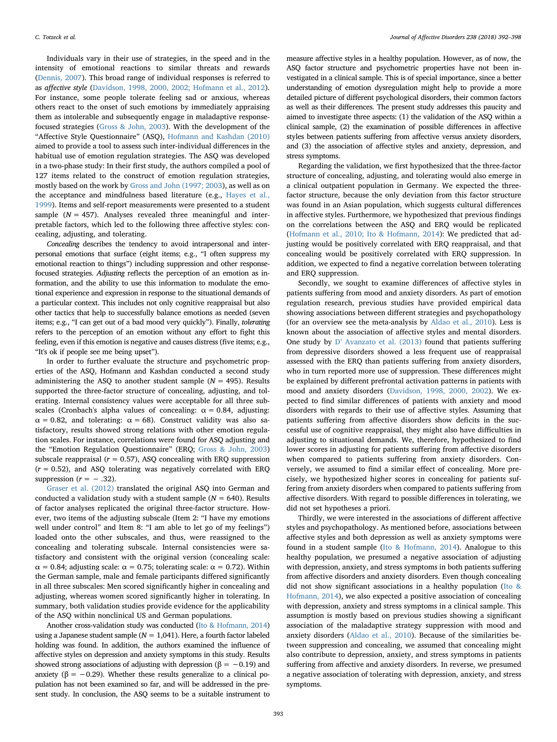Individuals vary in their use of strategies, in the speed and in the intensity of emotional reactions to similar threats and rewards (Dennis, 2007). This broad range of individual responses is referred to as *affective style* (Davidson, 1998, 2000, 2002; Hofmann et al., 2012). For instance, some people tolerate feeling sad or anxious, whereas others react to the onset of such emotions by immediately appraising them as intolerable and subsequently engage in maladaptive response-focused strategies (Gross & John, 2003). With the development of the "Affective Style Questionnaire" (ASQ), Hofmann and Kashdan (2010) aimed to provide a tool to assess such inter-individual differences in the habitual use of emotion regulation strategies. The ASQ was developed in a two-phase study: In their first study, the authors compiled a pool of 127 items related to the construct of emotion regulation strategies, mostly based on the work by Gross and John (1997; 2003), as well as on the acceptance and mindfulness based literature (e.g., Hayes et al., 1999). Items and self-report measurements were presented to a student sample ($N = 457$). Analyses revealed three meaningful and interpretable factors, which led to the following three affective styles: concealing, adjusting, and tolerating.

*Concealing* describes the tendency to avoid intrapersonal and interpersonal emotions that surface (eight items; e.g., "I often suppress my emotional reaction to things") including suppression and other response-focused strategies. *Adjusting* reflects the perception of an emotion as information, and the ability to use this information to modulate the emotional experience and expression in response to the situational demands of a particular context. This includes not only cognitive reappraisal but also other tactics that help to successfully balance emotions as needed (seven items; e.g., "I can get out of a bad mood very quickly"). Finally, *tolerating* refers to the perception of an emotion without any effort to fight this feeling, even if this emotion is negative and causes distress (five items; e.g., "It's ok if people see me being upset").

In order to further evaluate the structure and psychometric properties of the ASQ, Hofmann and Kashdan conducted a second study administering the ASQ to another student sample ($N = 495$). Results supported the three-factor structure of concealing, adjusting, and tolerating. Internal consistency values were acceptable for all three subscales (Cronbach's alpha values of concealing: $\alpha = 0.84$, adjusting: $\alpha = 0.82$, and tolerating: $\alpha = 68$). Construct validity was also satisfactory, results showed strong relations with other emotion regulation scales. For instance, correlations were found for ASQ adjusting and the "Emotion Regulation Questionnaire" (ERQ; Gross & John, 2003) scale reappraisal ($r = 0.57$), ASQ concealing with ERQ suppression ($r = 0.52$), and ASQ tolerating was negatively correlated with ERQ suppression ($r = -.32$).

Graser et al. (2012) translated the original ASQ into German and conducted a validation study with a student sample ($N = 640$). Results of factor analyses replicated the original three-factor structure. However, two items of the adjusting subscale (Item 2: "I have my emotions well under control" and Item 8: "I am able to let go of my feelings") loaded onto the other subscales, and thus, were reassigned to the concealing and tolerating subscale. Internal consistencies were satisfactory and consistent with the original version (concealing scale: $\alpha = 0.84$; adjusting scale: $\alpha = 0.75$; tolerating scale: $\alpha = 0.72$). Within the German sample, male and female participants differed significantly in all three subscales: Men scored significantly higher in concealing and adjusting, whereas women scored significantly higher in tolerating. In summary, both validation studies provide evidence for the applicability of the ASQ within nonclinical US and German populations.

Another cross-validation study was conducted (Ito & Hofmann, 2014) using a Japanese student sample ($N = 1{,}041$). Here, a fourth factor labeled holding was found. In addition, the authors examined the influence of affective styles on depression and anxiety symptoms in this study. Results showed strong associations of adjusting with depression ($\beta = -0.19$) and anxiety ($\beta = -0.29$). Whether these results generalize to a clinical population has not been examined so far, and will be addressed in the present study. In conclusion, the ASQ seems to be a suitable instrument to measure affective styles in a healthy population. However, as of now, the ASQ factor structure and psychometric properties have not been investigated in a clinical sample. This is of special importance, since a better understanding of emotion dysregulation might help to provide a more detailed picture of different psychological disorders, their common factors as well as their differences. The present study addresses this paucity and aimed to investigate three aspects: (1) the validation of the ASQ within a clinical sample, (2) the examination of possible differences in affective styles between patients suffering from affective versus anxiety disorders, and (3) the association of affective styles and anxiety, depression, and stress symptoms.

Regarding the validation, we first hypothesized that the three-factor structure of concealing, adjusting, and tolerating would also emerge in a clinical outpatient population in Germany. We expected the three-factor structure, because the only deviation from this factor structure was found in an Asian population, which suggests cultural differences in affective styles. Furthermore, we hypothesized that previous findings on the correlations between the ASQ and ERQ would be replicated (Hofmann et al., 2010; Ito & Hofmann, 2014): We predicted that adjusting would be positively correlated with ERQ reappraisal, and that concealing would be positively correlated with ERQ suppression. In addition, we expected to find a negative correlation between tolerating and ERQ suppression.

Secondly, we sought to examine differences of affective styles in patients suffering from mood and anxiety disorders. As part of emotion regulation research, previous studies have provided empirical data showing associations between different strategies and psychopathology (for an overview see the meta-analysis by Aldao et al., 2010). Less is known about the association of affective styles and mental disorders. One study by D' Avanzato et al. (2013) found that patients suffering from depressive disorders showed a less frequent use of reappraisal assessed with the ERQ than patients suffering from anxiety disorders, who in turn reported more use of suppression. These differences might be explained by different prefrontal activation patterns in patients with mood and anxiety disorders (Davidson, 1998, 2000, 2002). We expected to find similar differences of patients with anxiety and mood disorders with regards to their use of affective styles. Assuming that patients suffering from affective disorders show deficits in the successful use of cognitive reappraisal, they might also have difficulties in adjusting to situational demands. We, therefore, hypothesized to find lower scores in adjusting for patients suffering from affective disorders when compared to patients suffering from anxiety disorders. Conversely, we assumed to find a similar effect of concealing. More precisely, we hypothesized higher scores in concealing for patients suffering from anxiety disorders when compared to patients suffering from affective disorders. With regard to possible differences in tolerating, we did not set hypotheses a priori.

Thirdly, we were interested in the associations of different affective styles and psychopathology. As mentioned before, associations between affective styles and both depression as well as anxiety symptoms were found in a student sample (Ito & Hofmann, 2014). Analogue to this healthy population, we presumed a negative association of adjusting with depression, anxiety, and stress symptoms in both patients suffering from affective disorders and anxiety disorders. Even though concealing did not show significant associations in a healthy population (Ito & Hofmann, 2014), we also expected a positive association of concealing with depression, anxiety and stress symptoms in a clinical sample. This assumption is mostly based on previous studies showing a significant association of the maladaptive strategy suppression with mood and anxiety disorders (Aldao et al., 2010). Because of the similarities between suppression and concealing, we assumed that concealing might also contribute to depression, anxiety, and stress symptoms in patients suffering from affective and anxiety disorders. In reverse, we presumed a negative association of tolerating with depression, anxiety, and stress symptoms.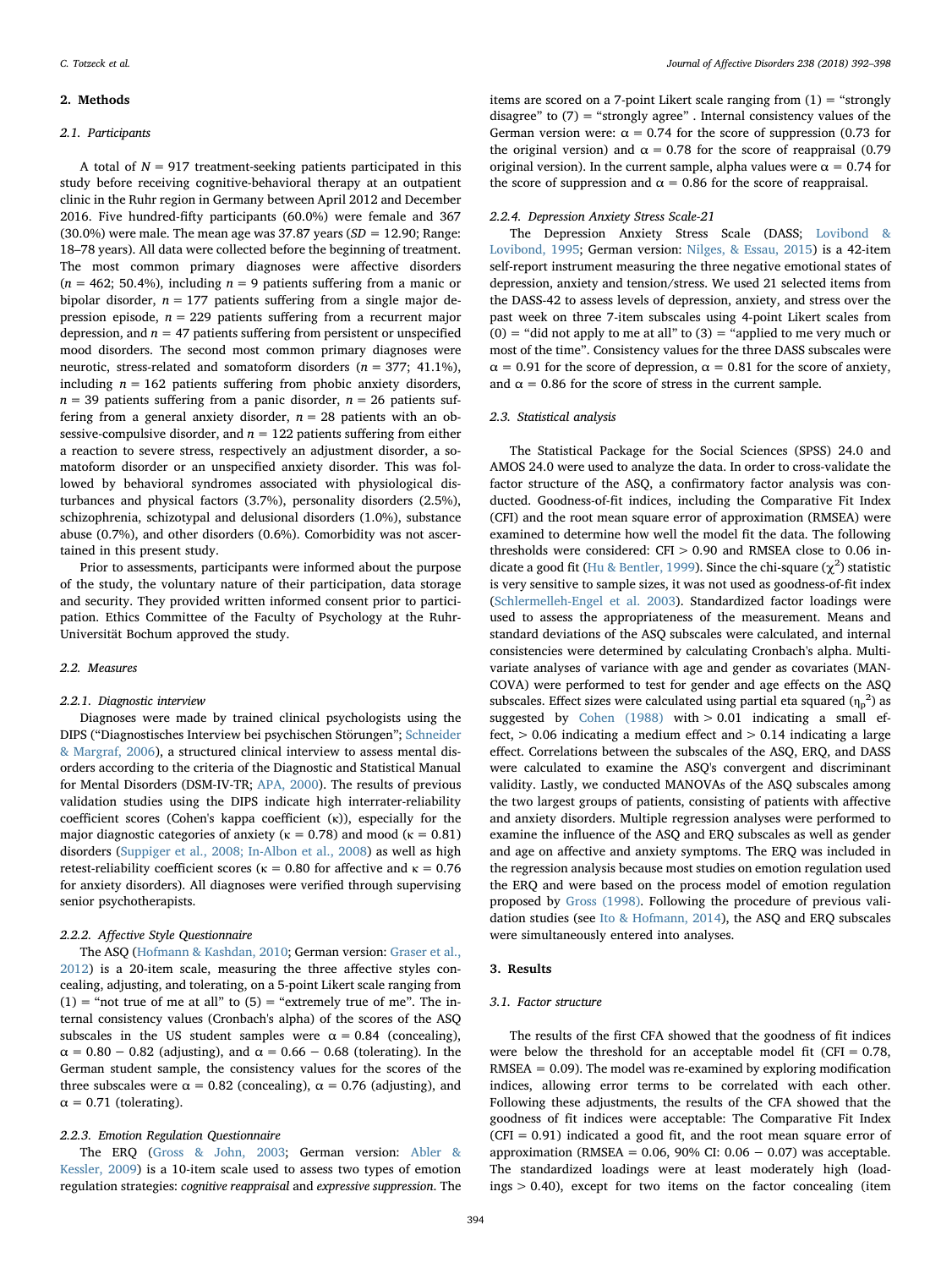## 2. Methods

### 2.1. Participants

A total of $N = 917$ treatment-seeking patients participated in this study before receiving cognitive-behavioral therapy at an outpatient clinic in the Ruhr region in Germany between April 2012 and December 2016. Five hundred-fifty participants (60.0%) were female and 367 (30.0%) were male. The mean age was 37.87 years ($SD = 12.90$; Range: 18–78 years). All data were collected before the beginning of treatment. The most common primary diagnoses were affective disorders ($n = 462$; 50.4%), including $n = 9$ patients suffering from a manic or bipolar disorder, $n = 177$ patients suffering from a single major depression episode, $n = 229$ patients suffering from a recurrent major depression, and $n = 47$ patients suffering from persistent or unspecified mood disorders. The second most common primary diagnoses were neurotic, stress-related and somatoform disorders ($n = 377$; 41.1%), including $n = 162$ patients suffering from phobic anxiety disorders, $n = 39$ patients suffering from a panic disorder, $n = 26$ patients suffering from a general anxiety disorder, $n = 28$ patients with an obsessive-compulsive disorder, and $n = 122$ patients suffering from either a reaction to severe stress, respectively an adjustment disorder, a somatoform disorder or an unspecified anxiety disorder. This was followed by behavioral syndromes associated with physiological disturbances and physical factors (3.7%), personality disorders (2.5%), schizophrenia, schizotypal and delusional disorders (1.0%), substance abuse (0.7%), and other disorders (0.6%). Comorbidity was not ascertained in this present study.

Prior to assessments, participants were informed about the purpose of the study, the voluntary nature of their participation, data storage and security. They provided written informed consent prior to participation. Ethics Committee of the Faculty of Psychology at the Ruhr-Universität Bochum approved the study.

### 2.2. Measures

#### 2.2.1. Diagnostic interview

Diagnoses were made by trained clinical psychologists using the DIPS ("Diagnostisches Interview bei psychischen Störungen"; Schneider & Margraf, 2006), a structured clinical interview to assess mental disorders according to the criteria of the Diagnostic and Statistical Manual for Mental Disorders (DSM-IV-TR; APA, 2000). The results of previous validation studies using the DIPS indicate high interrater-reliability coefficient scores (Cohen's kappa coefficient (κ)), especially for the major diagnostic categories of anxiety (κ = 0.78) and mood (κ = 0.81) disorders (Suppiger et al., 2008; In-Albon et al., 2008) as well as high retest-reliability coefficient scores (κ = 0.80 for affective and κ = 0.76 for anxiety disorders). All diagnoses were verified through supervising senior psychotherapists.

#### 2.2.2. Affective Style Questionnaire

The ASQ (Hofmann & Kashdan, 2010; German version: Graser et al., 2012) is a 20-item scale, measuring the three affective styles concealing, adjusting, and tolerating, on a 5-point Likert scale ranging from (1) = "not true of me at all" to (5) = "extremely true of me". The internal consistency values (Cronbach's alpha) of the scores of the ASQ subscales in the US student samples were α = 0.84 (concealing), α = 0.80 − 0.82 (adjusting), and α = 0.66 − 0.68 (tolerating). In the German student sample, the consistency values for the scores of the three subscales were α = 0.82 (concealing), α = 0.76 (adjusting), and α = 0.71 (tolerating).

#### 2.2.3. Emotion Regulation Questionnaire

The ERQ (Gross & John, 2003; German version: Abler & Kessler, 2009) is a 10-item scale used to assess two types of emotion regulation strategies: *cognitive reappraisal* and *expressive suppression*. The items are scored on a 7-point Likert scale ranging from (1) = "strongly disagree" to (7) = "strongly agree" . Internal consistency values of the German version were: α = 0.74 for the score of suppression (0.73 for the original version) and α = 0.78 for the score of reappraisal (0.79 original version). In the current sample, alpha values were α = 0.74 for the score of suppression and α = 0.86 for the score of reappraisal.

#### 2.2.4. Depression Anxiety Stress Scale-21

The Depression Anxiety Stress Scale (DASS; Lovibond & Lovibond, 1995; German version: Nilges, & Essau, 2015) is a 42-item self-report instrument measuring the three negative emotional states of depression, anxiety and tension/stress. We used 21 selected items from the DASS-42 to assess levels of depression, anxiety, and stress over the past week on three 7-item subscales using 4-point Likert scales from (0) = "did not apply to me at all" to (3) = "applied to me very much or most of the time". Consistency values for the three DASS subscales were α = 0.91 for the score of depression, α = 0.81 for the score of anxiety, and α = 0.86 for the score of stress in the current sample.

### 2.3. Statistical analysis

The Statistical Package for the Social Sciences (SPSS) 24.0 and AMOS 24.0 were used to analyze the data. In order to cross-validate the factor structure of the ASQ, a confirmatory factor analysis was conducted. Goodness-of-fit indices, including the Comparative Fit Index (CFI) and the root mean square error of approximation (RMSEA) were examined to determine how well the model fit the data. The following thresholds were considered: CFI > 0.90 and RMSEA close to 0.06 indicate a good fit (Hu & Bentler, 1999). Since the chi-square ($\chi^2$) statistic is very sensitive to sample sizes, it was not used as goodness-of-fit index (Schlermelleh-Engel et al. 2003). Standardized factor loadings were used to assess the appropriateness of the measurement. Means and standard deviations of the ASQ subscales were calculated, and internal consistencies were determined by calculating Cronbach's alpha. Multivariate analyses of variance with age and gender as covariates (MANCOVA) were performed to test for gender and age effects on the ASQ subscales. Effect sizes were calculated using partial eta squared ($\eta_p^2$) as suggested by Cohen (1988) with > 0.01 indicating a small effect, > 0.06 indicating a medium effect and > 0.14 indicating a large effect. Correlations between the subscales of the ASQ, ERQ, and DASS were calculated to examine the ASQ's convergent and discriminant validity. Lastly, we conducted MANOVAs of the ASQ subscales among the two largest groups of patients, consisting of patients with affective and anxiety disorders. Multiple regression analyses were performed to examine the influence of the ASQ and ERQ subscales as well as gender and age on affective and anxiety symptoms. The ERQ was included in the regression analysis because most studies on emotion regulation used the ERQ and were based on the process model of emotion regulation proposed by Gross (1998). Following the procedure of previous validation studies (see Ito & Hofmann, 2014), the ASQ and ERQ subscales were simultaneously entered into analyses.

## 3. Results

### 3.1. Factor structure

The results of the first CFA showed that the goodness of fit indices were below the threshold for an acceptable model fit (CFI = 0.78, RMSEA = 0.09). The model was re-examined by applying modification indices, allowing error terms to be correlated with each other. Following these adjustments, the results of the CFA showed that the goodness of fit indices were acceptable: The Comparative Fit Index (CFI = 0.91) indicated a good fit, and the root mean square error of approximation (RMSEA = 0.06, 90% CI: 0.06 − 0.07) was acceptable. The standardized loadings were at least moderately high (loadings > 0.40), except for two items on the factor concealing (item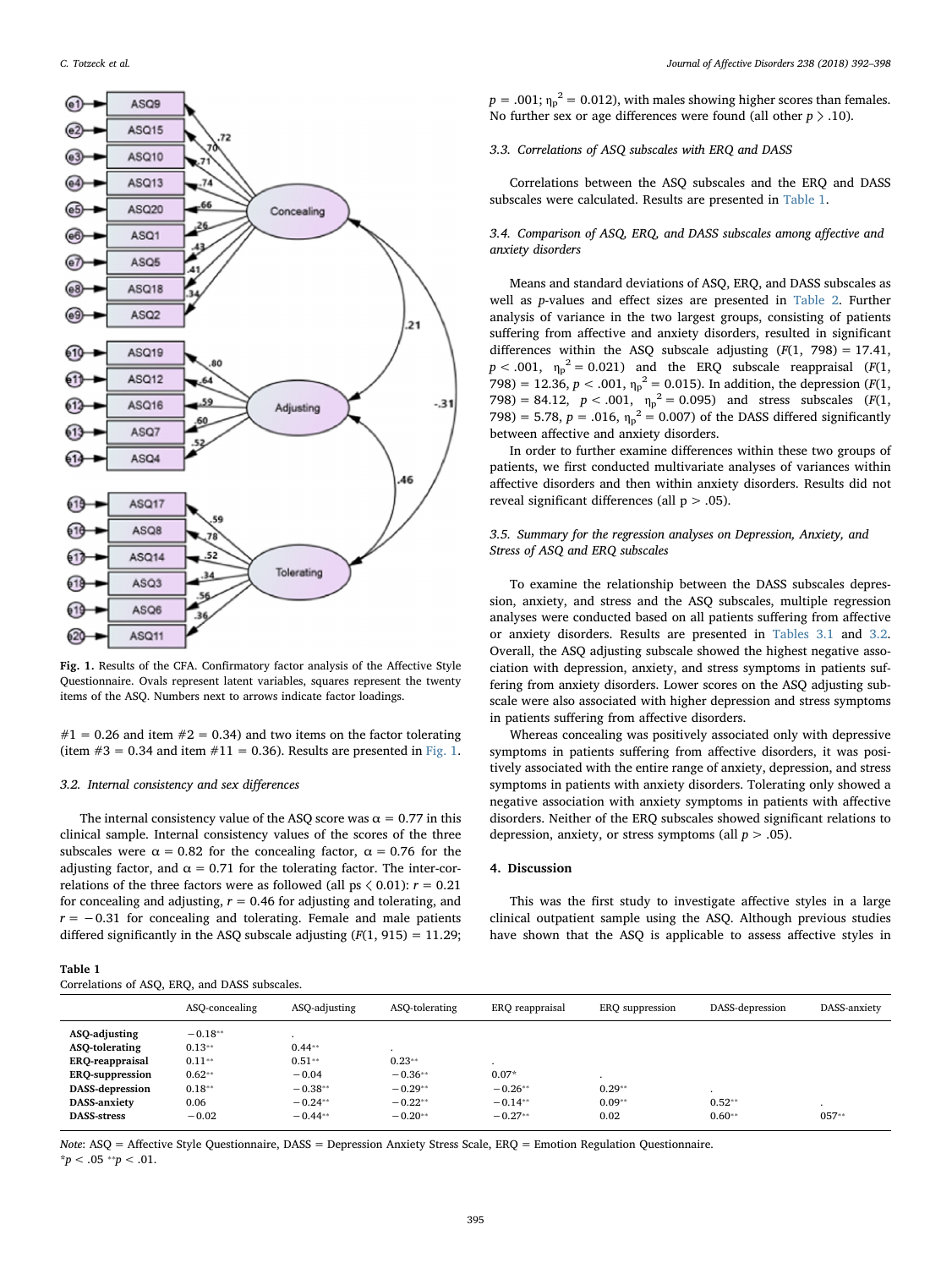ASQ9
ASQ15
ASQ10
ASQ13
ASQ20
ASQ1
ASQ5
ASQ18
ASQ2
ASQ19
ASQ12
ASQ16
ASQ7
ASQ4
ASQ17
ASQ8
ASQ14
ASQ3
ASQ6
ASQ11
e1
e2
e3
e4
e5
e6
e7
e8
e9
e10
e11
e12
e13
e14
e15
e16
e17
e18
e19
e20
.72
.70
.71
.74
.66
.26
.43
.41
.34
.80
.64
.59
.60
.52
.59
.78
.52
.34
.56
.36
Concealing
Adjusting
Tolerating
.21
-.31
.46

**Fig. 1.** Results of the CFA. Confirmatory factor analysis of the Affective Style Questionnaire. Ovals represent latent variables, squares represent the twenty items of the ASQ. Numbers next to arrows indicate factor loadings.

#1 = 0.26 and item #2 = 0.34) and two items on the factor tolerating (item #3 = 0.34 and item #11 = 0.36). Results are presented in Fig. 1.

### 3.2. Internal consistency and sex differences

The internal consistency value of the ASQ score was $\alpha = 0.77$ in this clinical sample. Internal consistency values of the three subscales were $\alpha = 0.82$ for the concealing factor, $\alpha = 0.76$ for the adjusting factor, and $\alpha = 0.71$ for the tolerating factor. The inter-correlations of the three factors were as followed (all ps $<$ 0.01): $r = 0.21$ for concealing and adjusting, $r = 0.46$ for adjusting and tolerating, and $r = -0.31$ for concealing and tolerating. Female and male patients differed significantly in the ASQ subscale adjusting ($F(1, 915) = 11.29$; $p = .001$; $\eta_p^2 = 0.012$), with males showing higher scores than females. No further sex or age differences were found (all other $p > .10$).

### 3.3. Correlations of ASQ subscales with ERQ and DASS

Correlations between the ASQ subscales and the ERQ and DASS subscales were calculated. Results are presented in Table 1.

### 3.4. Comparison of ASQ, ERQ, and DASS subscales among affective and anxiety disorders

Means and standard deviations of ASQ, ERQ, and DASS subscales as well as *p*-values and effect sizes are presented in Table 2. Further analysis of variance in the two largest groups, consisting of patients suffering from affective and anxiety disorders, resulted in significant differences within the ASQ subscale adjusting ($F(1, 798) = 17.41$, $p < .001$, $\eta_p^2 = 0.021$) and the ERQ subscale reappraisal ($F(1, 798) = 12.36$, $p < .001$, $\eta_p^2 = 0.015$). In addition, the depression ($F(1, 798) = 84.12$, $p < .001$, $\eta_p^2 = 0.095$) and stress subscales ($F(1, 798) = 5.78$, $p = .016$, $\eta_p^2 = 0.007$) of the DASS differed significantly between affective and anxiety disorders.

In order to further examine differences within these two groups of patients, we first conducted multivariate analyses of variances within affective disorders and then within anxiety disorders. Results did not reveal significant differences (all $p > .05$).

### 3.5. Summary for the regression analyses on Depression, Anxiety, and Stress of ASQ and ERQ subscales

To examine the relationship between the DASS subscales depression, anxiety, and stress and the ASQ subscales, multiple regression analyses were conducted based on all patients suffering from affective or anxiety disorders. Results are presented in Tables 3.1 and 3.2. Overall, the ASQ adjusting subscale showed the highest negative association with depression, anxiety, and stress symptoms in patients suffering from anxiety disorders. Lower scores on the ASQ adjusting subscale were also associated with higher depression and stress symptoms in patients suffering from affective disorders.

Whereas concealing was positively associated only with depressive symptoms in patients suffering from affective disorders, it was positively associated with the entire range of anxiety, depression, and stress symptoms in patients with anxiety disorders. Tolerating only showed a negative association with anxiety symptoms in patients with affective disorders. Neither of the ERQ subscales showed significant relations to depression, anxiety, or stress symptoms (all $p > .05$).

## 4. Discussion

This was the first study to investigate affective styles in a large clinical outpatient sample using the ASQ. Although previous studies have shown that the ASQ is applicable to assess affective styles in

**Table 1**
Correlations of ASQ, ERQ, and DASS subscales.

| | ASQ-concealing | ASQ-adjusting | ASQ-tolerating | ERQ reappraisal | ERQ suppression | DASS-depression | DASS-anxiety |
|---|---|---|---|---|---|---|---|
| **ASQ-adjusting** | −0.18** | . | | | | | |
| **ASQ-tolerating** | 0.13** | 0.44** | . | | | | |
| **ERQ-reappraisal** | 0.11** | 0.51** | 0.23** | . | | | |
| **ERQ-suppression** | 0.62** | −0.04 | −0.36** | 0.07* | . | | |
| **DASS-depression** | 0.18** | −0.38** | −0.29** | −0.26** | 0.29** | . | |
| **DASS-anxiety** | 0.06 | −0.24** | −0.22** | −0.14** | 0.09** | 0.52** | . |
| **DASS-stress** | −0.02 | −0.44** | −0.20** | −0.27** | 0.02 | 0.60** | 057** |

*Note*: ASQ = Affective Style Questionnaire, DASS = Depression Anxiety Stress Scale, ERQ = Emotion Regulation Questionnaire.
*$p < .05$ **$p < .01$.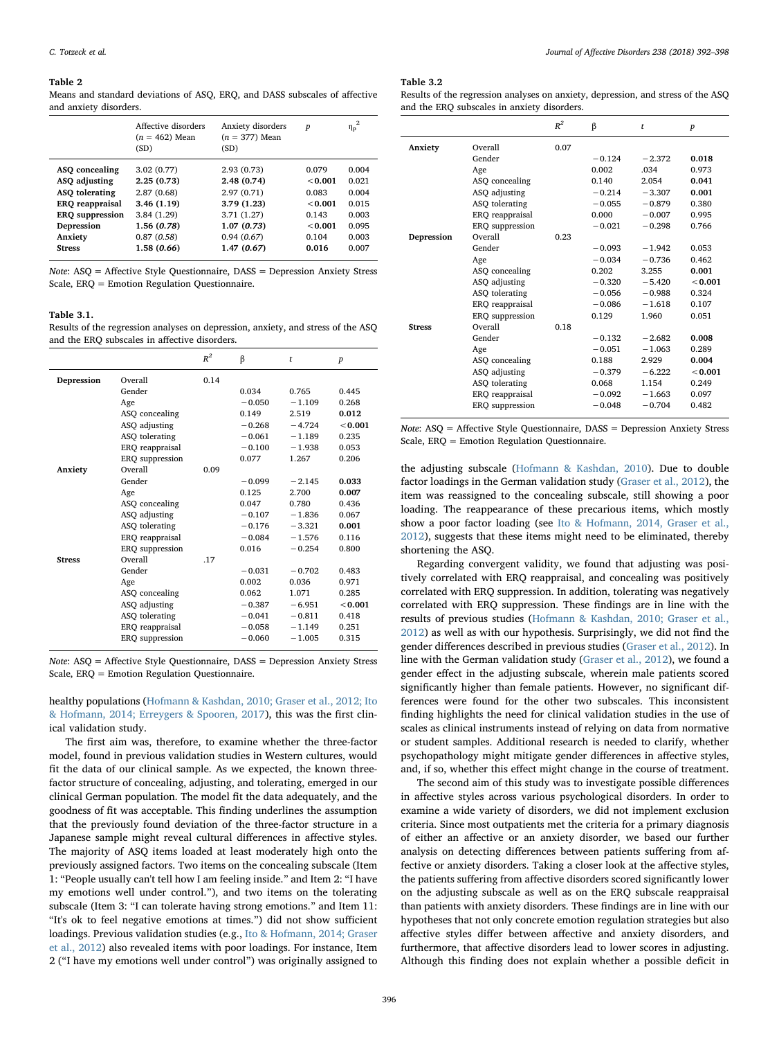**Table 2**
Means and standard deviations of ASQ, ERQ, and DASS subscales of affective and anxiety disorders.

| | Affective disorders ($n$ = 462) Mean (SD) | Anxiety disorders ($n$ = 377) Mean (SD) | $p$ | $\eta_p^2$ |
|---|---|---|---|---|
| **ASQ concealing** | 3.02 (0.77) | 2.93 (0.73) | 0.079 | 0.004 |
| **ASQ adjusting** | **2.25 (0.73)** | **2.48 (0.74)** | **<0.001** | 0.021 |
| **ASQ tolerating** | 2.87 (0.68) | 2.97 (0.71) | 0.083 | 0.004 |
| **ERQ reappraisal** | **3.46 (1.19)** | **3.79 (1.23)** | **<0.001** | 0.015 |
| **ERQ suppression** | 3.84 (1.29) | 3.71 (1.27) | 0.143 | 0.003 |
| **Depression** | **1.56 (*0.78*)** | **1.07 (*0.73*)** | **<0.001** | 0.095 |
| **Anxiety** | 0.87 (*0.58*) | 0.94 (*0.67*) | 0.104 | 0.003 |
| **Stress** | **1.58 (*0.66*)** | **1.47 (*0.67*)** | **0.016** | 0.007 |

*Note*: ASQ = Affective Style Questionnaire, DASS = Depression Anxiety Stress Scale, ERQ = Emotion Regulation Questionnaire.

**Table 3.1.**
Results of the regression analyses on depression, anxiety, and stress of the ASQ and the ERQ subscales in affective disorders.

| | | $R^2$ | β | $t$ | $p$ |
|---|---|---|---|---|---|
| **Depression** | Overall | 0.14 | | | |
| | Gender | | 0.034 | 0.765 | 0.445 |
| | Age | | −0.050 | −1.109 | 0.268 |
| | ASQ concealing | | 0.149 | 2.519 | **0.012** |
| | ASQ adjusting | | −0.268 | −4.724 | **<0.001** |
| | ASQ tolerating | | −0.061 | −1.189 | 0.235 |
| | ERQ reappraisal | | −0.100 | −1.938 | 0.053 |
| | ERQ suppression | | 0.077 | 1.267 | 0.206 |
| **Anxiety** | Overall | 0.09 | | | |
| | Gender | | −0.099 | −2.145 | **0.033** |
| | Age | | 0.125 | 2.700 | **0.007** |
| | ASQ concealing | | 0.047 | 0.780 | 0.436 |
| | ASQ adjusting | | −0.107 | −1.836 | 0.067 |
| | ASQ tolerating | | −0.176 | −3.321 | **0.001** |
| | ERQ reappraisal | | −0.084 | −1.576 | 0.116 |
| | ERQ suppression | | 0.016 | −0.254 | 0.800 |
| **Stress** | Overall | .17 | | | |
| | Gender | | −0.031 | −0.702 | 0.483 |
| | Age | | 0.002 | 0.036 | 0.971 |
| | ASQ concealing | | 0.062 | 1.071 | 0.285 |
| | ASQ adjusting | | −0.387 | −6.951 | **<0.001** |
| | ASQ tolerating | | −0.041 | −0.811 | 0.418 |
| | ERQ reappraisal | | −0.058 | −1.149 | 0.251 |
| | ERQ suppression | | −0.060 | −1.005 | 0.315 |

*Note*: ASQ = Affective Style Questionnaire, DASS = Depression Anxiety Stress Scale, ERQ = Emotion Regulation Questionnaire.

healthy populations (Hofmann & Kashdan, 2010; Graser et al., 2012; Ito & Hofmann, 2014; Erreygers & Spooren, 2017), this was the first clinical validation study.

The first aim was, therefore, to examine whether the three-factor model, found in previous validation studies in Western cultures, would fit the data of our clinical sample. As we expected, the known three-factor structure of concealing, adjusting, and tolerating, emerged in our clinical German population. The model fit the data adequately, and the goodness of fit was acceptable. This finding underlines the assumption that the previously found deviation of the three-factor structure in a Japanese sample might reveal cultural differences in affective styles. The majority of ASQ items loaded at least moderately high onto the previously assigned factors. Two items on the concealing subscale (Item 1: “People usually can't tell how I am feeling inside.” and Item 2: “I have my emotions well under control.”), and two items on the tolerating subscale (Item 3: “I can tolerate having strong emotions.” and Item 11: “It's ok to feel negative emotions at times.”) did not show sufficient loadings. Previous validation studies (e.g., Ito & Hofmann, 2014; Graser et al., 2012) also revealed items with poor loadings. For instance, Item 2 (“I have my emotions well under control”) was originally assigned to the adjusting subscale (Hofmann & Kashdan, 2010). Due to double factor loadings in the German validation study (Graser et al., 2012), the item was reassigned to the concealing subscale, still showing a poor loading. The reappearance of these precarious items, which mostly show a poor factor loading (see Ito & Hofmann, 2014, Graser et al., 2012), suggests that these items might need to be eliminated, thereby shortening the ASQ.

**Table 3.2**
Results of the regression analyses on anxiety, depression, and stress of the ASQ and the ERQ subscales in anxiety disorders.

| | | $R^2$ | β | $t$ | $p$ |
|---|---|---|---|---|---|
| **Anxiety** | Overall | 0.07 | | | |
| | Gender | | −0.124 | −2.372 | **0.018** |
| | Age | | 0.002 | .034 | 0.973 |
| | ASQ concealing | | 0.140 | 2.054 | **0.041** |
| | ASQ adjusting | | −0.214 | −3.307 | **0.001** |
| | ASQ tolerating | | −0.055 | −0.879 | 0.380 |
| | ERQ reappraisal | | 0.000 | −0.007 | 0.995 |
| | ERQ suppression | | −0.021 | −0.298 | 0.766 |
| **Depression** | Overall | 0.23 | | | |
| | Gender | | −0.093 | −1.942 | 0.053 |
| | Age | | −0.034 | −0.736 | 0.462 |
| | ASQ concealing | | 0.202 | 3.255 | **0.001** |
| | ASQ adjusting | | −0.320 | −5.420 | **<0.001** |
| | ASQ tolerating | | −0.056 | −0.988 | 0.324 |
| | ERQ reappraisal | | −0.086 | −1.618 | 0.107 |
| | ERQ suppression | | 0.129 | 1.960 | 0.051 |
| **Stress** | Overall | 0.18 | | | |
| | Gender | | −0.132 | −2.682 | **0.008** |
| | Age | | −0.051 | −1.063 | 0.289 |
| | ASQ concealing | | 0.188 | 2.929 | **0.004** |
| | ASQ adjusting | | −0.379 | −6.222 | **<0.001** |
| | ASQ tolerating | | 0.068 | 1.154 | 0.249 |
| | ERQ reappraisal | | −0.092 | −1.663 | 0.097 |
| | ERQ suppression | | −0.048 | −0.704 | 0.482 |

*Note*: ASQ = Affective Style Questionnaire, DASS = Depression Anxiety Stress Scale, ERQ = Emotion Regulation Questionnaire.

Regarding convergent validity, we found that adjusting was positively correlated with ERQ reappraisal, and concealing was positively correlated with ERQ suppression. In addition, tolerating was negatively correlated with ERQ suppression. These findings are in line with the results of previous studies (Hofmann & Kashdan, 2010; Graser et al., 2012) as well as with our hypothesis. Surprisingly, we did not find the gender differences described in previous studies (Graser et al., 2012). In line with the German validation study (Graser et al., 2012), we found a gender effect in the adjusting subscale, wherein male patients scored significantly higher than female patients. However, no significant differences were found for the other two subscales. This inconsistent finding highlights the need for clinical validation studies in the use of scales as clinical instruments instead of relying on data from normative or student samples. Additional research is needed to clarify, whether psychopathology might mitigate gender differences in affective styles, and, if so, whether this effect might change in the course of treatment.

The second aim of this study was to investigate possible differences in affective styles across various psychological disorders. In order to examine a wide variety of disorders, we did not implement exclusion criteria. Since most outpatients met the criteria for a primary diagnosis of either an affective or an anxiety disorder, we based our further analysis on detecting differences between patients suffering from affective or anxiety disorders. Taking a closer look at the affective styles, the patients suffering from affective disorders scored significantly lower on the adjusting subscale as well as on the ERQ subscale reappraisal than patients with anxiety disorders. These findings are in line with our hypotheses that not only concrete emotion regulation strategies but also affective styles differ between affective and anxiety disorders, and furthermore, that affective disorders lead to lower scores in adjusting. Although this finding does not explain whether a possible deficit in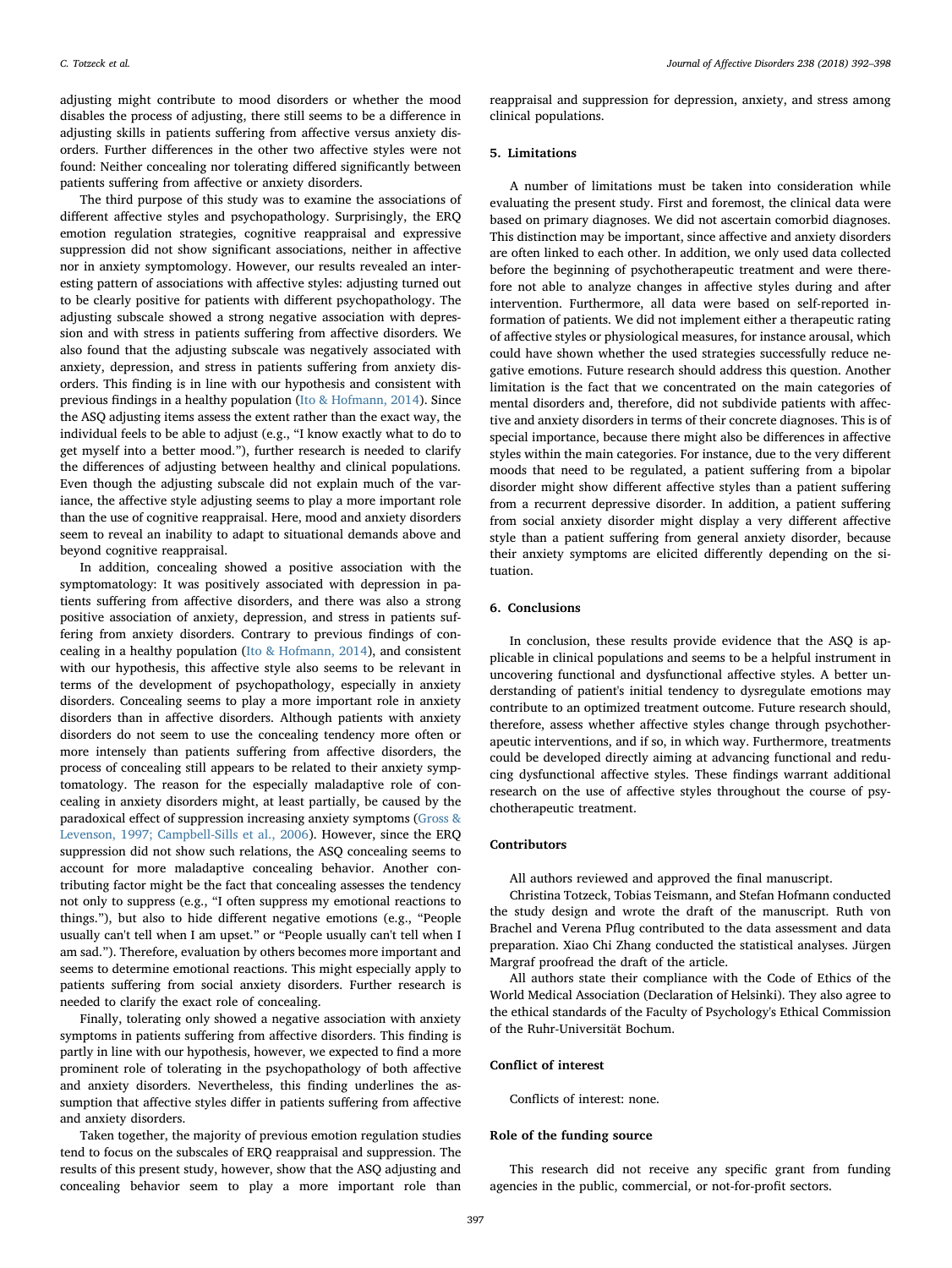adjusting might contribute to mood disorders or whether the mood disables the process of adjusting, there still seems to be a difference in adjusting skills in patients suffering from affective versus anxiety disorders. Further differences in the other two affective styles were not found: Neither concealing nor tolerating differed significantly between patients suffering from affective or anxiety disorders.

The third purpose of this study was to examine the associations of different affective styles and psychopathology. Surprisingly, the ERQ emotion regulation strategies, cognitive reappraisal and expressive suppression did not show significant associations, neither in affective nor in anxiety symptomology. However, our results revealed an interesting pattern of associations with affective styles: adjusting turned out to be clearly positive for patients with different psychopathology. The adjusting subscale showed a strong negative association with depression and with stress in patients suffering from affective disorders. We also found that the adjusting subscale was negatively associated with anxiety, depression, and stress in patients suffering from anxiety disorders. This finding is in line with our hypothesis and consistent with previous findings in a healthy population (Ito & Hofmann, 2014). Since the ASQ adjusting items assess the extent rather than the exact way, the individual feels to be able to adjust (e.g., "I know exactly what to do to get myself into a better mood."), further research is needed to clarify the differences of adjusting between healthy and clinical populations. Even though the adjusting subscale did not explain much of the variance, the affective style adjusting seems to play a more important role than the use of cognitive reappraisal. Here, mood and anxiety disorders seem to reveal an inability to adapt to situational demands above and beyond cognitive reappraisal.

In addition, concealing showed a positive association with the symptomatology: It was positively associated with depression in patients suffering from affective disorders, and there was also a strong positive association of anxiety, depression, and stress in patients suffering from anxiety disorders. Contrary to previous findings of concealing in a healthy population (Ito & Hofmann, 2014), and consistent with our hypothesis, this affective style also seems to be relevant in terms of the development of psychopathology, especially in anxiety disorders. Concealing seems to play a more important role in anxiety disorders than in affective disorders. Although patients with anxiety disorders do not seem to use the concealing tendency more often or more intensely than patients suffering from affective disorders, the process of concealing still appears to be related to their anxiety symptomatology. The reason for the especially maladaptive role of concealing in anxiety disorders might, at least partially, be caused by the paradoxical effect of suppression increasing anxiety symptoms (Gross & Levenson, 1997; Campbell-Sills et al., 2006). However, since the ERQ suppression did not show such relations, the ASQ concealing seems to account for more maladaptive concealing behavior. Another contributing factor might be the fact that concealing assesses the tendency not only to suppress (e.g., "I often suppress my emotional reactions to things."), but also to hide different negative emotions (e.g., "People usually can't tell when I am upset." or "People usually can't tell when I am sad."). Therefore, evaluation by others becomes more important and seems to determine emotional reactions. This might especially apply to patients suffering from social anxiety disorders. Further research is needed to clarify the exact role of concealing.

Finally, tolerating only showed a negative association with anxiety symptoms in patients suffering from affective disorders. This finding is partly in line with our hypothesis, however, we expected to find a more prominent role of tolerating in the psychopathology of both affective and anxiety disorders. Nevertheless, this finding underlines the assumption that affective styles differ in patients suffering from affective and anxiety disorders.

Taken together, the majority of previous emotion regulation studies tend to focus on the subscales of ERQ reappraisal and suppression. The results of this present study, however, show that the ASQ adjusting and concealing behavior seem to play a more important role than reappraisal and suppression for depression, anxiety, and stress among clinical populations.

## 5. Limitations

A number of limitations must be taken into consideration while evaluating the present study. First and foremost, the clinical data were based on primary diagnoses. We did not ascertain comorbid diagnoses. This distinction may be important, since affective and anxiety disorders are often linked to each other. In addition, we only used data collected before the beginning of psychotherapeutic treatment and were therefore not able to analyze changes in affective styles during and after intervention. Furthermore, all data were based on self-reported information of patients. We did not implement either a therapeutic rating of affective styles or physiological measures, for instance arousal, which could have shown whether the used strategies successfully reduce negative emotions. Future research should address this question. Another limitation is the fact that we concentrated on the main categories of mental disorders and, therefore, did not subdivide patients with affective and anxiety disorders in terms of their concrete diagnoses. This is of special importance, because there might also be differences in affective styles within the main categories. For instance, due to the very different moods that need to be regulated, a patient suffering from a bipolar disorder might show different affective styles than a patient suffering from a recurrent depressive disorder. In addition, a patient suffering from social anxiety disorder might display a very different affective style than a patient suffering from general anxiety disorder, because their anxiety symptoms are elicited differently depending on the situation.

## 6. Conclusions

In conclusion, these results provide evidence that the ASQ is applicable in clinical populations and seems to be a helpful instrument in uncovering functional and dysfunctional affective styles. A better understanding of patient's initial tendency to dysregulate emotions may contribute to an optimized treatment outcome. Future research should, therefore, assess whether affective styles change through psychotherapeutic interventions, and if so, in which way. Furthermore, treatments could be developed directly aiming at advancing functional and reducing dysfunctional affective styles. These findings warrant additional research on the use of affective styles throughout the course of psychotherapeutic treatment.

## Contributors

All authors reviewed and approved the final manuscript.

Christina Totzeck, Tobias Teismann, and Stefan Hofmann conducted the study design and wrote the draft of the manuscript. Ruth von Brachel and Verena Pflug contributed to the data assessment and data preparation. Xiao Chi Zhang conducted the statistical analyses. Jürgen Margraf proofread the draft of the article.

All authors state their compliance with the Code of Ethics of the World Medical Association (Declaration of Helsinki). They also agree to the ethical standards of the Faculty of Psychology's Ethical Commission of the Ruhr-Universität Bochum.

## Conflict of interest

Conflicts of interest: none.

## Role of the funding source

This research did not receive any specific grant from funding agencies in the public, commercial, or not-for-profit sectors.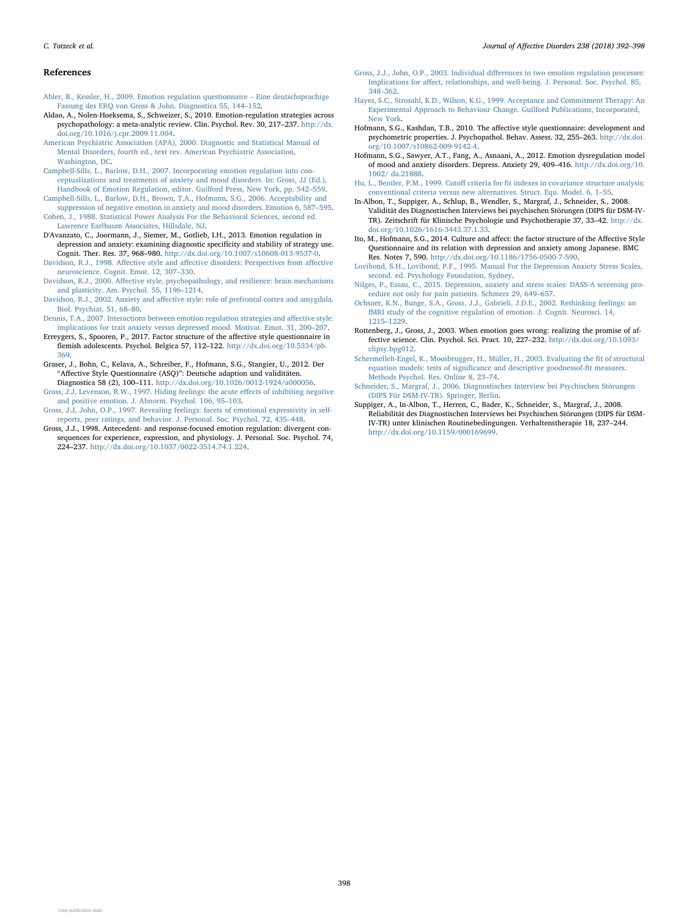## References

Abler, B., Kessler, H., 2009. Emotion regulation questionnaire – Eine deutschsprachige Fassung des ERQ von Gross & John. Diagnostica 55, 144–152.

Aldao, A., Nolen-Hoeksema, S., Schweizer, S., 2010. Emotion-regulation strategies across psychopathology: a meta-analytic review. Clin. Psychol. Rev. 30, 217–237. http://dx.doi.org/10.1016/j.cpr.2009.11.004.

American Psychiatric Association (APA), 2000. Diagnostic and Statistical Manual of Mental Disorders, fourth ed., text rev. American Psychiatric Association, Washington, DC.

Campbell-Sills, L., Barlow, D.H., 2007. Incorporating emotion regulation into conceptualizations and treatments of anxiety and mood disorders. In: Gross, JJ (Ed.), Handbook of Emotion Regulation, editor. Guilford Press, New York, pp. 542–559.

Campbell-Sills, L., Barlow, D.H., Brown, T.A., Hofmann, S.G., 2006. Acceptability and suppression of negative emotion in anxiety and mood disorders. Emotion 6, 587–595.

Cohen, J., 1988. Statistical Power Analysis For the Behavioral Sciences, second ed. Lawrence Earlbaum Associates, Hillsdale, NJ.

D'Avanzato, C., Joormann, J., Siemer, M., Gotlieb, I.H., 2013. Emotion regulation in depression and anxiety: examining diagnostic specificity and stability of strategy use. Cognit. Ther. Res. 37, 968–980. http://dx.doi.org/10.1007/s10608-013-9537-0.

Davidson, R.J., 1998. Affective style and affective disorders: Perspectives from affective neuroscience. Cognit. Emot. 12, 307–330.

Davidson, R.J., 2000. Affective style, psychopathology, and resilience: brain mechanisms and plasticity. Am. Psychol. 55, 1196–1214.

Davidson, R.J., 2002. Anxiety and affective style: role of prefrontal cortex and amygdala. Biol. Psychiat. 51, 68–80.

Dennis, T.A., 2007. Interactions between emotion regulation strategies and affective style: implications for trait anxiety versus depressed mood. Motivat. Emot. 31, 200–207.

Erreygers, S., Spooren, P., 2017. Factor structure of the affective style questionnaire in flemish adolescents. Psychol. Belgica 57, 112–122. http://dx.doi.org/10.5334/pb.369.

Graser, J., Bohn, C., Kelava, A., Schreiber, F., Hofmann, S.G., Stangier, U., 2012. Der "Affective Style Questionnaire (ASQ)": Deutsche adaption und validitäten. Diagnostica 58 (2), 100–111. http://dx.doi.org/10.1026/0012-1924/a000056.

Gross, J.J, Levenson, R.W., 1997. Hiding feelings: the acute effects of inhibiting negative and positive emotion. J. Abnorm. Psychol. 106, 95–103.

Gross, J.J, John, O.P., 1997. Revealing feelings: facets of emotional expressivity in self-reports, peer ratings, and behavior. J. Personal. Soc. Psychol. 72, 435–448.

Gross, J.J., 1998. Antecedent- and response-focused emotion regulation: divergent consequences for experience, expression, and physiology. J. Personal. Soc. Psychol. 74, 224–237. http://dx.doi.org/10.1037/0022-3514.74.1.224.

Gross, J.J., John, O.P., 2003. Individual differences in two emotion regulation processes: Implications for affect, relationships, and well-being. J. Personal. Soc. Psychol. 85, 348–362.

Hayes, S.C., Strosahl, K.D., Wilson, K.G., 1999. Acceptance and Commitment Therapy: An Experimental Approach to Behaviour Change. Guilford Publications, Incorporated, New York.

Hofmann, S.G., Kashdan, T.B., 2010. The affective style questionnaire: development and psychometric properties. J. Psychopathol. Behav. Assess. 32, 255–263. http://dx.doi.org/10.1007/s10862-009-9142-4.

Hofmann, S.G., Sawyer, A.T., Fang, A., Asnaani, A., 2012. Emotion dysregulation model of mood and anxiety disorders. Depress. Anxiety 29, 409–416. http://dx.doi.org/10.1002/ da.21888.

Hu, L., Bentler, P.M., 1999. Cutoff criteria for fit indexes in covariance structure analysis: conventional criteria versus new alternatives. Struct. Equ. Model. 6, 1–55.

In-Albon, T., Suppiger, A., Schlup, B., Wendler, S., Margraf, J., Schneider, S., 2008. Validität des Diagnostischen Interviews bei psychischen Störungen (DIPS für DSM-IV-TR). Zeitschrift für Klinische Psychologie und Psychotherapie 37, 33–42. http://dx.doi.org/10.1026/1616-3443.37.1.33.

Ito, M., Hofmann, S.G., 2014. Culture and affect: the factor structure of the Affective Style Questionnaire and its relation with depression and anxiety among Japanese. BMC Res. Notes 7, 590. http://dx.doi.org/10.1186/1756-0500-7-590.

Lovibond, S.H., Lovibond, P.F., 1995. Manual For the Depression Anxiety Stress Scales, second. ed. Psychology Foundation, Sydney.

Nilges, P., Essau, C., 2015. Depression, anxiety and stress scales: DASS-A screening procedure not only for pain patients. Schmerz 29, 649–657.

Ochsner, K.N., Bunge, S.A., Gross, J.J., Gabrieli, J.D.E., 2002. Rethinking feelings: an fMRI study of the cognitive regulation of emotion. J. Cognit. Neurosci. 14, 1215–1229.

Rottenberg, J., Gross, J., 2003. When emotion goes wrong: realizing the promise of affective science. Clin. Psychol. Sci. Pract. 10, 227–232. http://dx.doi.org/10.1093/clipsy.bpg012.

Schermelleh-Engel, K., Moosbrugger, H., Müller, H., 2003. Evaluating the fit of structural equation models: tests of significance and descriptive goodnessof-fit measures. Methods Psychol. Res. Online 8, 23–74.

Schneider, S., Margraf, J., 2006. Diagnostisches Interview bei Psychischen Störungen (DIPS Für DSM-IV-TR). Springer, Berlin.

Suppiger, A., In-Albon, T., Herren, C., Bader, K., Schneider, S., Margraf, J., 2008. Reliabilität des Diagnostischen Interviews bei Psychischen Störungen (DIPS für DSM-IV-TR) unter klinischen Routinebedingungen. Verhaltenstherapie 18, 237–244. http://dx.doi.org/10.1159/000169699.